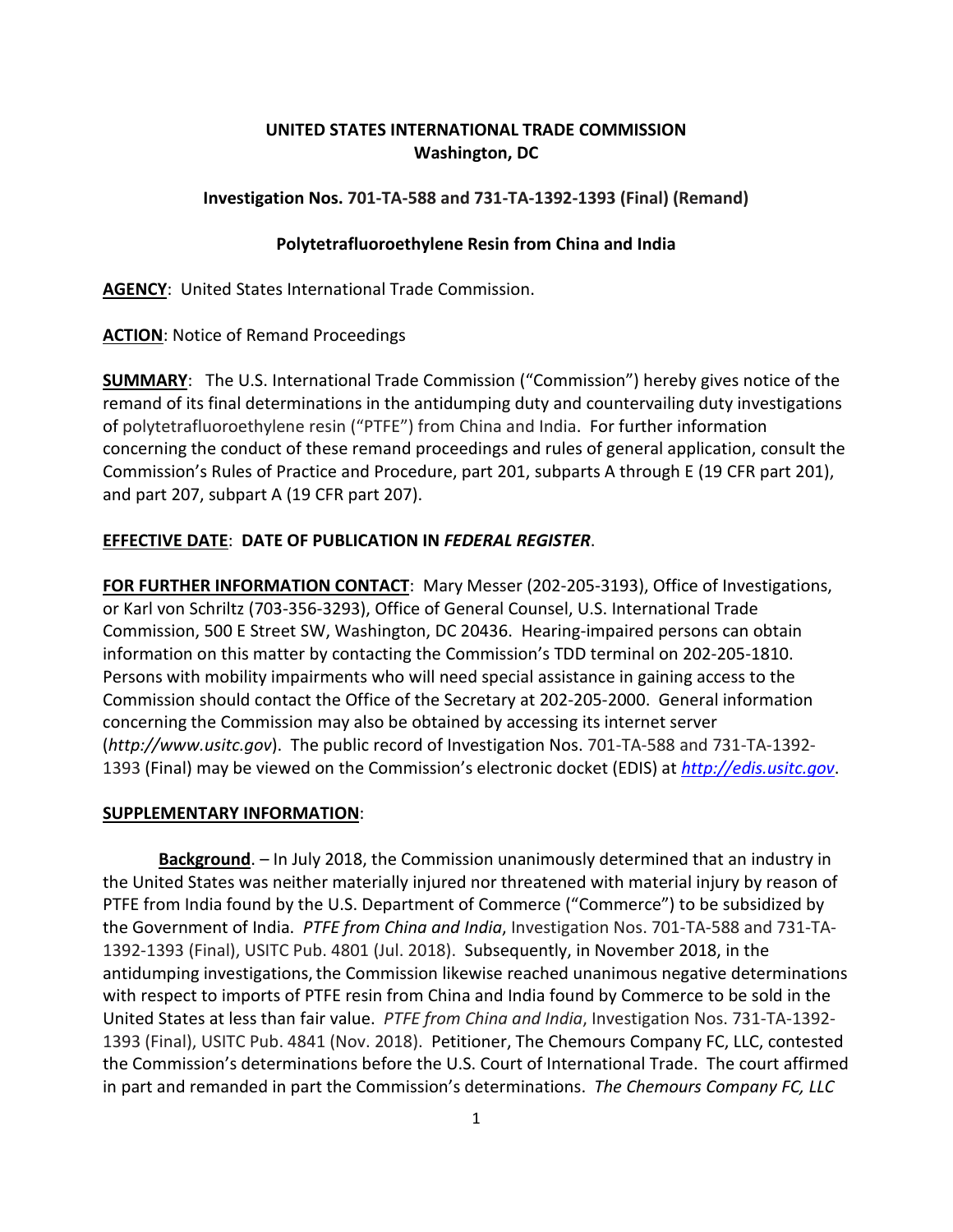**UNITED STATES INTERNATIONAL TRADE COMMISSION**
**Washington, DC**

**Investigation Nos. 701-TA-588 and 731-TA-1392-1393 (Final) (Remand)**

**Polytetrafluoroethylene Resin from China and India**

**AGENCY**: United States International Trade Commission.

**ACTION**: Notice of Remand Proceedings

**SUMMARY**: The U.S. International Trade Commission ("Commission") hereby gives notice of the remand of its final determinations in the antidumping duty and countervailing duty investigations of polytetrafluoroethylene resin ("PTFE") from China and India. For further information concerning the conduct of these remand proceedings and rules of general application, consult the Commission's Rules of Practice and Procedure, part 201, subparts A through E (19 CFR part 201), and part 207, subpart A (19 CFR part 207).

**EFFECTIVE DATE**: **DATE OF PUBLICATION IN *FEDERAL REGISTER***.

**FOR FURTHER INFORMATION CONTACT**: Mary Messer (202-205-3193), Office of Investigations, or Karl von Schriltz (703-356-3293), Office of General Counsel, U.S. International Trade Commission, 500 E Street SW, Washington, DC 20436. Hearing-impaired persons can obtain information on this matter by contacting the Commission's TDD terminal on 202-205-1810. Persons with mobility impairments who will need special assistance in gaining access to the Commission should contact the Office of the Secretary at 202-205-2000. General information concerning the Commission may also be obtained by accessing its internet server (*http://www.usitc.gov*). The public record of Investigation Nos. 701-TA-588 and 731-TA-1392-1393 (Final) may be viewed on the Commission's electronic docket (EDIS) at *http://edis.usitc.gov*.

**SUPPLEMENTARY INFORMATION**:

**Background**. – In July 2018, the Commission unanimously determined that an industry in the United States was neither materially injured nor threatened with material injury by reason of PTFE from India found by the U.S. Department of Commerce ("Commerce") to be subsidized by the Government of India. *PTFE from China and India*, Investigation Nos. 701-TA-588 and 731-TA-1392-1393 (Final), USITC Pub. 4801 (Jul. 2018). Subsequently, in November 2018, in the antidumping investigations, the Commission likewise reached unanimous negative determinations with respect to imports of PTFE resin from China and India found by Commerce to be sold in the United States at less than fair value. *PTFE from China and India*, Investigation Nos. 731-TA-1392-1393 (Final), USITC Pub. 4841 (Nov. 2018). Petitioner, The Chemours Company FC, LLC, contested the Commission's determinations before the U.S. Court of International Trade. The court affirmed in part and remanded in part the Commission's determinations. *The Chemours Company FC, LLC*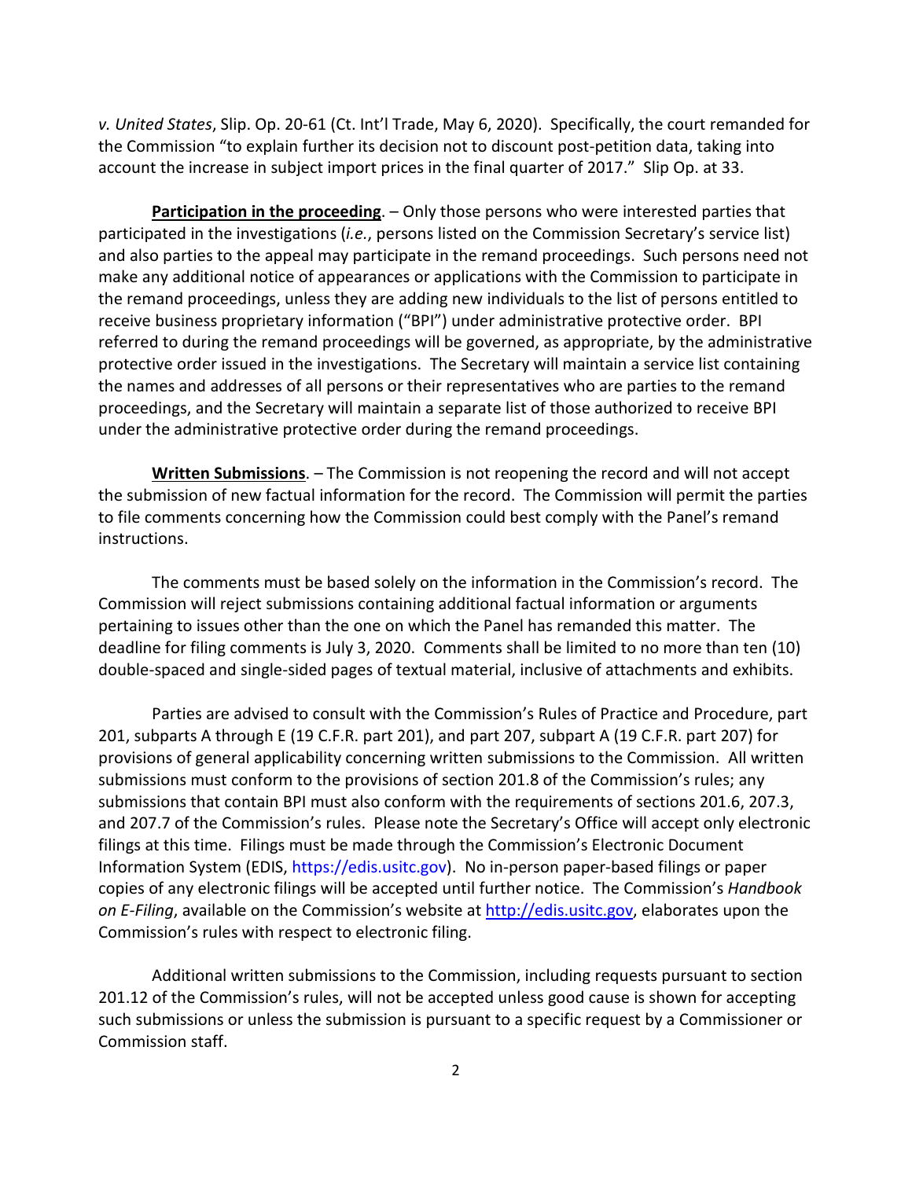*v. United States*, Slip. Op. 20-61 (Ct. Int'l Trade, May 6, 2020). Specifically, the court remanded for the Commission "to explain further its decision not to discount post-petition data, taking into account the increase in subject import prices in the final quarter of 2017." Slip Op. at 33.

**Participation in the proceeding**. – Only those persons who were interested parties that participated in the investigations (*i.e.*, persons listed on the Commission Secretary's service list) and also parties to the appeal may participate in the remand proceedings. Such persons need not make any additional notice of appearances or applications with the Commission to participate in the remand proceedings, unless they are adding new individuals to the list of persons entitled to receive business proprietary information ("BPI") under administrative protective order. BPI referred to during the remand proceedings will be governed, as appropriate, by the administrative protective order issued in the investigations. The Secretary will maintain a service list containing the names and addresses of all persons or their representatives who are parties to the remand proceedings, and the Secretary will maintain a separate list of those authorized to receive BPI under the administrative protective order during the remand proceedings.

**Written Submissions**. – The Commission is not reopening the record and will not accept the submission of new factual information for the record. The Commission will permit the parties to file comments concerning how the Commission could best comply with the Panel's remand instructions.

The comments must be based solely on the information in the Commission's record. The Commission will reject submissions containing additional factual information or arguments pertaining to issues other than the one on which the Panel has remanded this matter. The deadline for filing comments is July 3, 2020. Comments shall be limited to no more than ten (10) double-spaced and single-sided pages of textual material, inclusive of attachments and exhibits.

Parties are advised to consult with the Commission's Rules of Practice and Procedure, part 201, subparts A through E (19 C.F.R. part 201), and part 207, subpart A (19 C.F.R. part 207) for provisions of general applicability concerning written submissions to the Commission. All written submissions must conform to the provisions of section 201.8 of the Commission's rules; any submissions that contain BPI must also conform with the requirements of sections 201.6, 207.3, and 207.7 of the Commission's rules. Please note the Secretary's Office will accept only electronic filings at this time. Filings must be made through the Commission's Electronic Document Information System (EDIS, https://edis.usitc.gov). No in-person paper-based filings or paper copies of any electronic filings will be accepted until further notice. The Commission's *Handbook on E-Filing*, available on the Commission's website at http://edis.usitc.gov, elaborates upon the Commission's rules with respect to electronic filing.

Additional written submissions to the Commission, including requests pursuant to section 201.12 of the Commission's rules, will not be accepted unless good cause is shown for accepting such submissions or unless the submission is pursuant to a specific request by a Commissioner or Commission staff.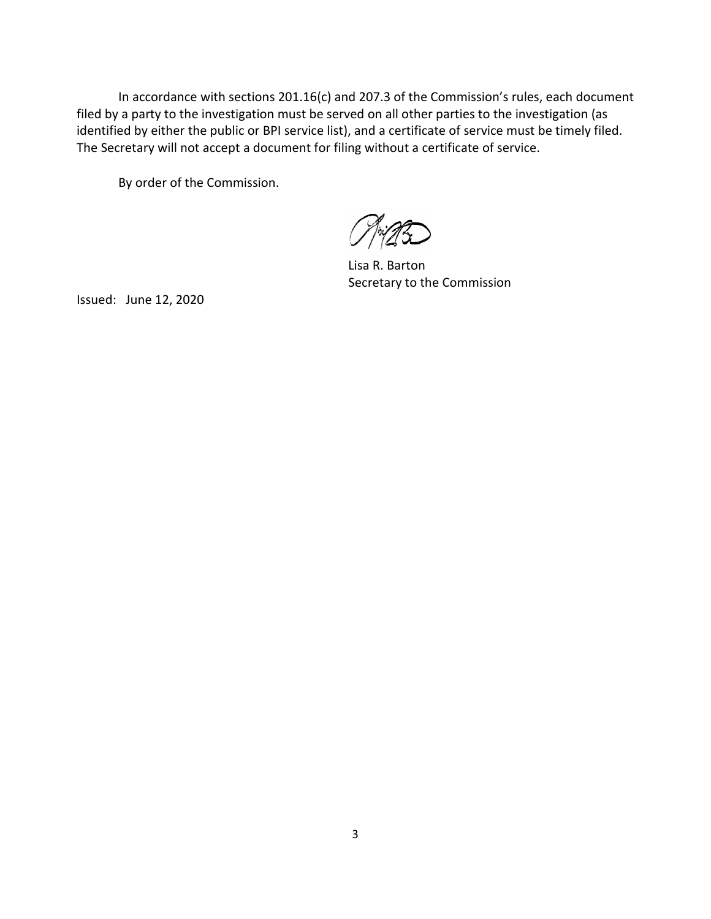In accordance with sections 201.16(c) and 207.3 of the Commission's rules, each document filed by a party to the investigation must be served on all other parties to the investigation (as identified by either the public or BPI service list), and a certificate of service must be timely filed. The Secretary will not accept a document for filing without a certificate of service.

By order of the Commission.

Lisa R. Barton
Secretary to the Commission

Issued: June 12, 2020